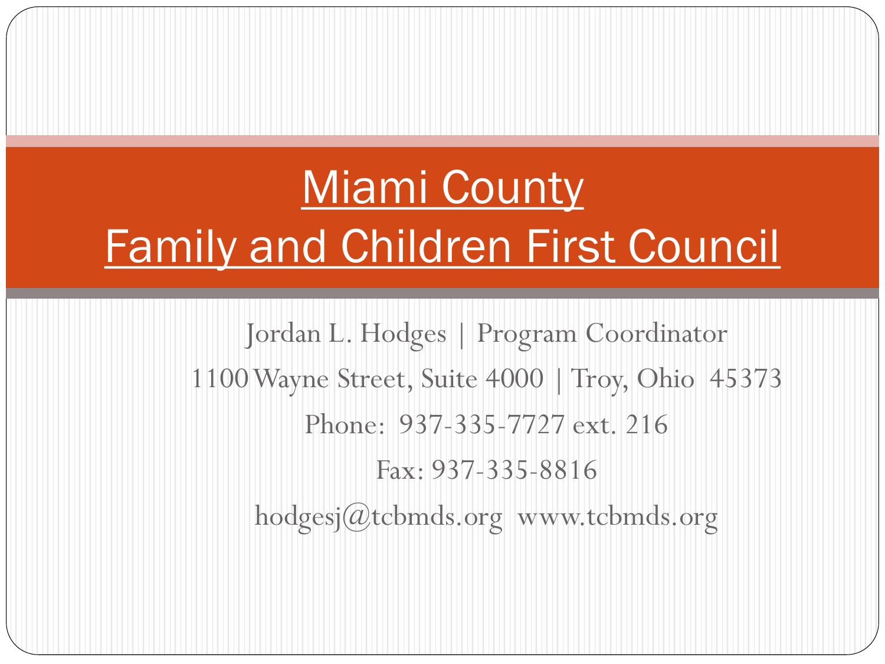# Miami County Family and Children First Council

Jordan L. Hodges | Program Coordinator

1100 Wayne Street, Suite 4000 | Troy, Ohio 45373

Phone: 937-335-7727 ext. 216

Fax: 937-335-8816

hodgesj@tcbmds.org www.tcbmds.org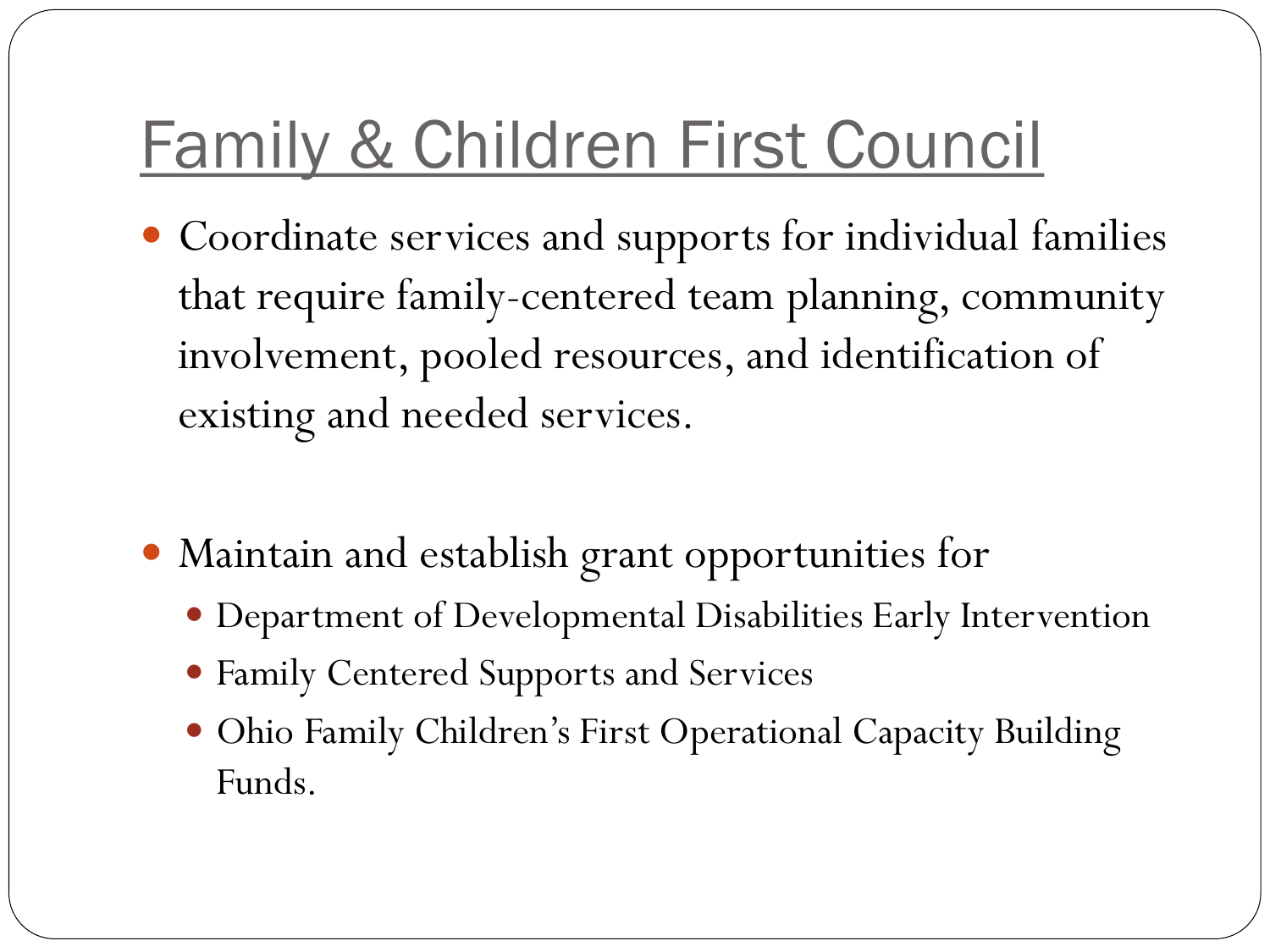# Family & Children First Council

- Coordinate services and supports for individual families that require family-centered team planning, community involvement, pooled resources, and identification of existing and needed services.

- Maintain and establish grant opportunities for
  - Department of Developmental Disabilities Early Intervention
  - Family Centered Supports and Services
  - Ohio Family Children's First Operational Capacity Building Funds.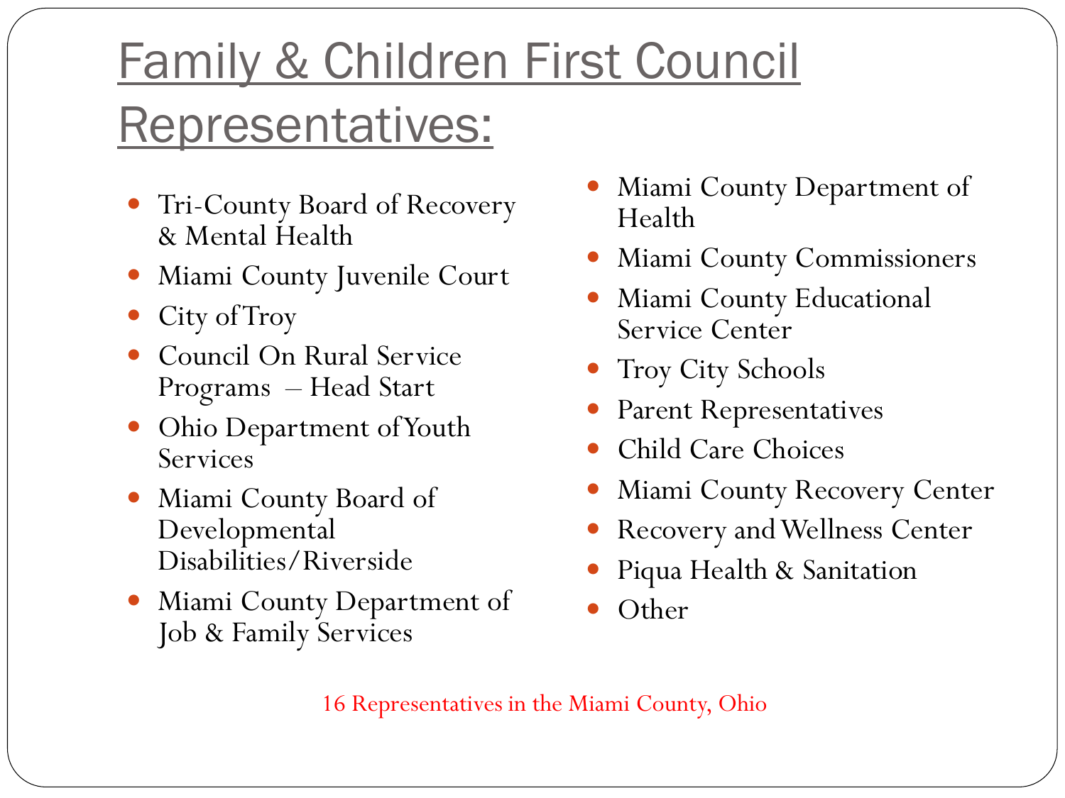# Family & Children First Council Representatives:

- Tri-County Board of Recovery & Mental Health
- Miami County Juvenile Court
- City of Troy
- Council On Rural Service Programs – Head Start
- Ohio Department of Youth Services
- Miami County Board of Developmental Disabilities/Riverside
- Miami County Department of Job & Family Services
- Miami County Department of Health
- Miami County Commissioners
- Miami County Educational Service Center
- Troy City Schools
- Parent Representatives
- Child Care Choices
- Miami County Recovery Center
- Recovery and Wellness Center
- Piqua Health & Sanitation
- Other

16 Representatives in the Miami County, Ohio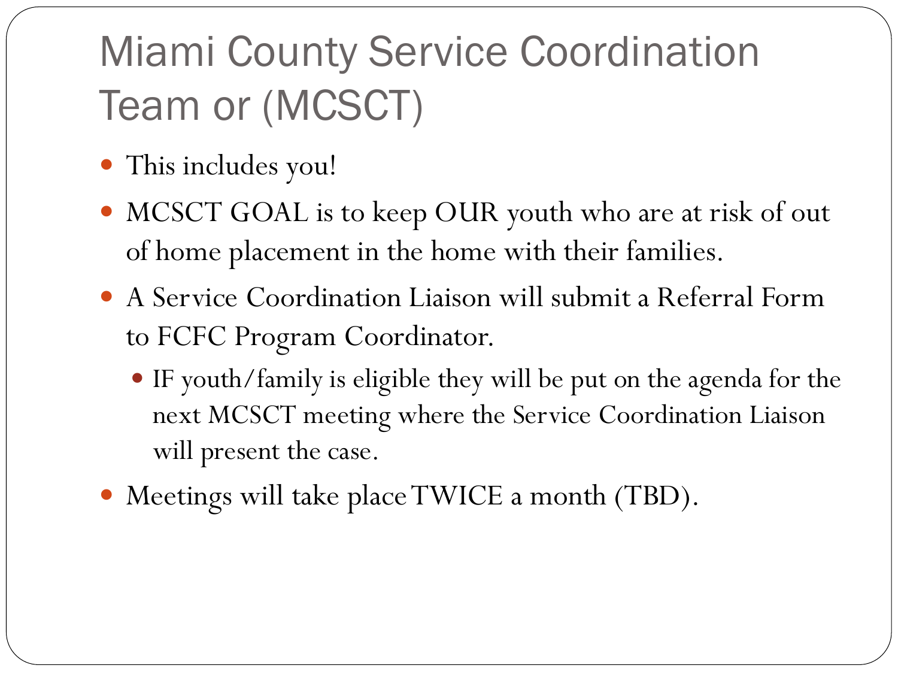# Miami County Service Coordination Team or (MCSCT)

- This includes you!
- MCSCT GOAL is to keep OUR youth who are at risk of out of home placement in the home with their families.
- A Service Coordination Liaison will submit a Referral Form to FCFC Program Coordinator.
  - IF youth/family is eligible they will be put on the agenda for the next MCSCT meeting where the Service Coordination Liaison will present the case.
- Meetings will take place TWICE a month (TBD).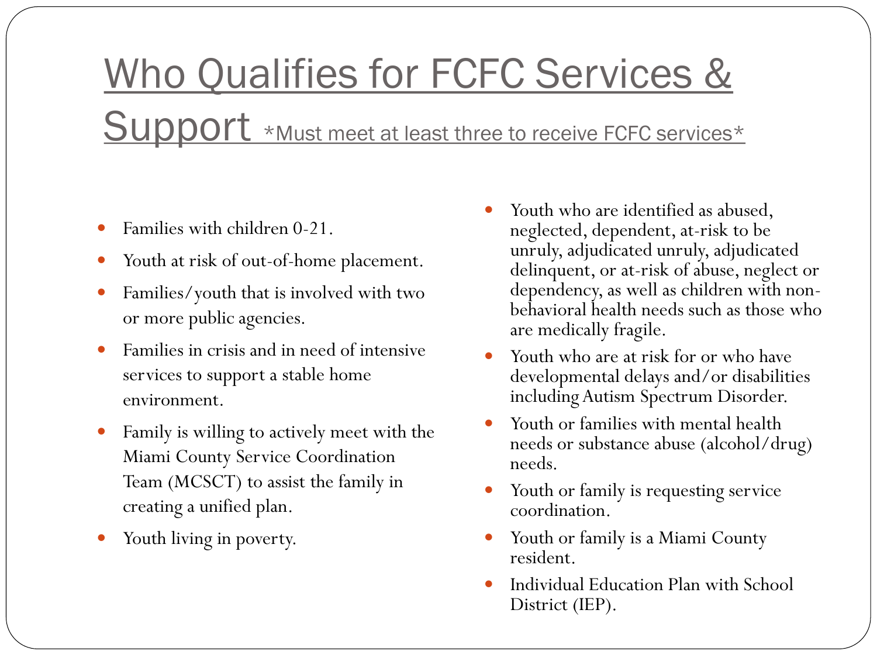# Who Qualifies for FCFC Services & Support *Must meet at least three to receive FCFC services*

- Families with children 0-21.
- Youth at risk of out-of-home placement.
- Families/youth that is involved with two or more public agencies.
- Families in crisis and in need of intensive services to support a stable home environment.
- Family is willing to actively meet with the Miami County Service Coordination Team (MCSCT) to assist the family in creating a unified plan.
- Youth living in poverty.
- Youth who are identified as abused, neglected, dependent, at-risk to be unruly, adjudicated unruly, adjudicated delinquent, or at-risk of abuse, neglect or dependency, as well as children with non-behavioral health needs such as those who are medically fragile.
- Youth who are at risk for or who have developmental delays and/or disabilities including Autism Spectrum Disorder.
- Youth or families with mental health needs or substance abuse (alcohol/drug) needs.
- Youth or family is requesting service coordination.
- Youth or family is a Miami County resident.
- Individual Education Plan with School District (IEP).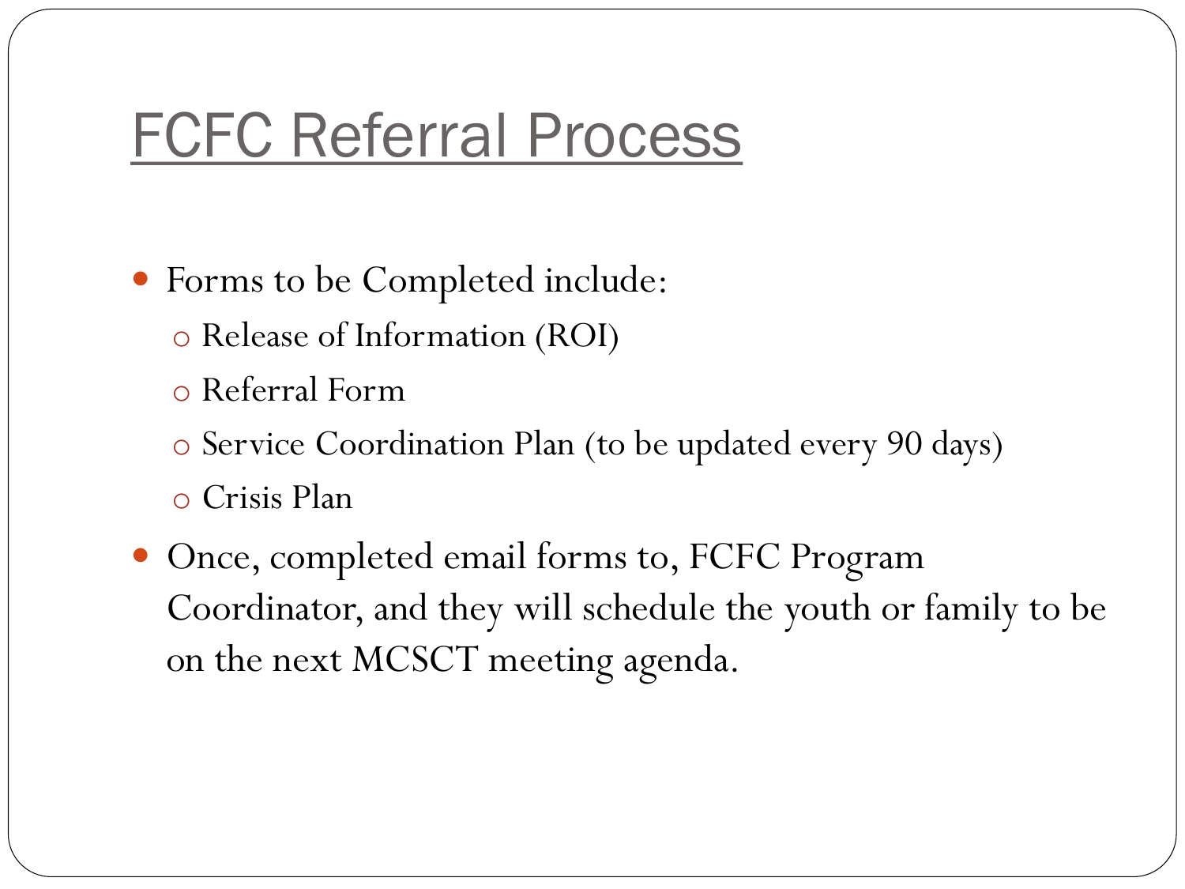# FCFC Referral Process

- Forms to be Completed include:
  - Release of Information (ROI)
  - Referral Form
  - Service Coordination Plan (to be updated every 90 days)
  - Crisis Plan
- Once, completed email forms to, FCFC Program Coordinator, and they will schedule the youth or family to be on the next MCSCT meeting agenda.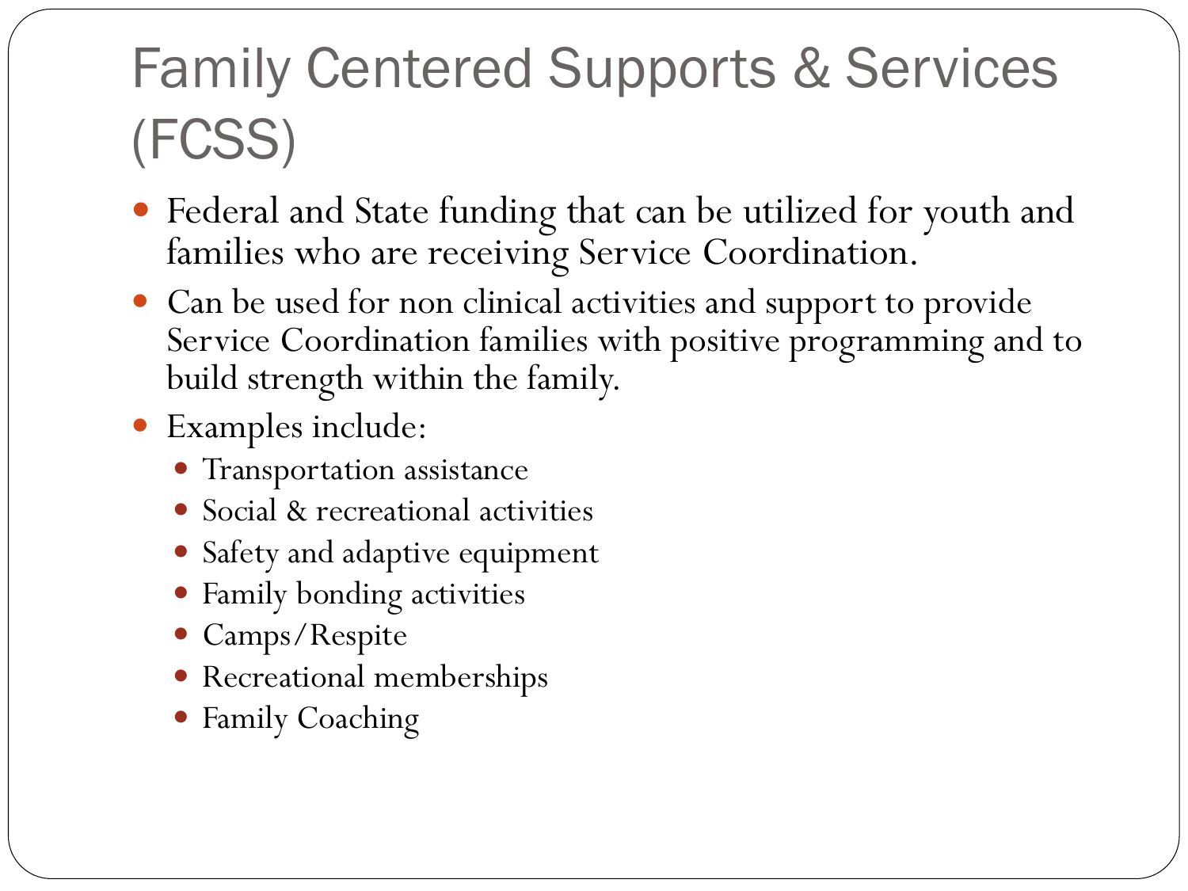# Family Centered Supports & Services (FCSS)

- Federal and State funding that can be utilized for youth and families who are receiving Service Coordination.
- Can be used for non clinical activities and support to provide Service Coordination families with positive programming and to build strength within the family.
- Examples include:
  - Transportation assistance
  - Social & recreational activities
  - Safety and adaptive equipment
  - Family bonding activities
  - Camps/Respite
  - Recreational memberships
  - Family Coaching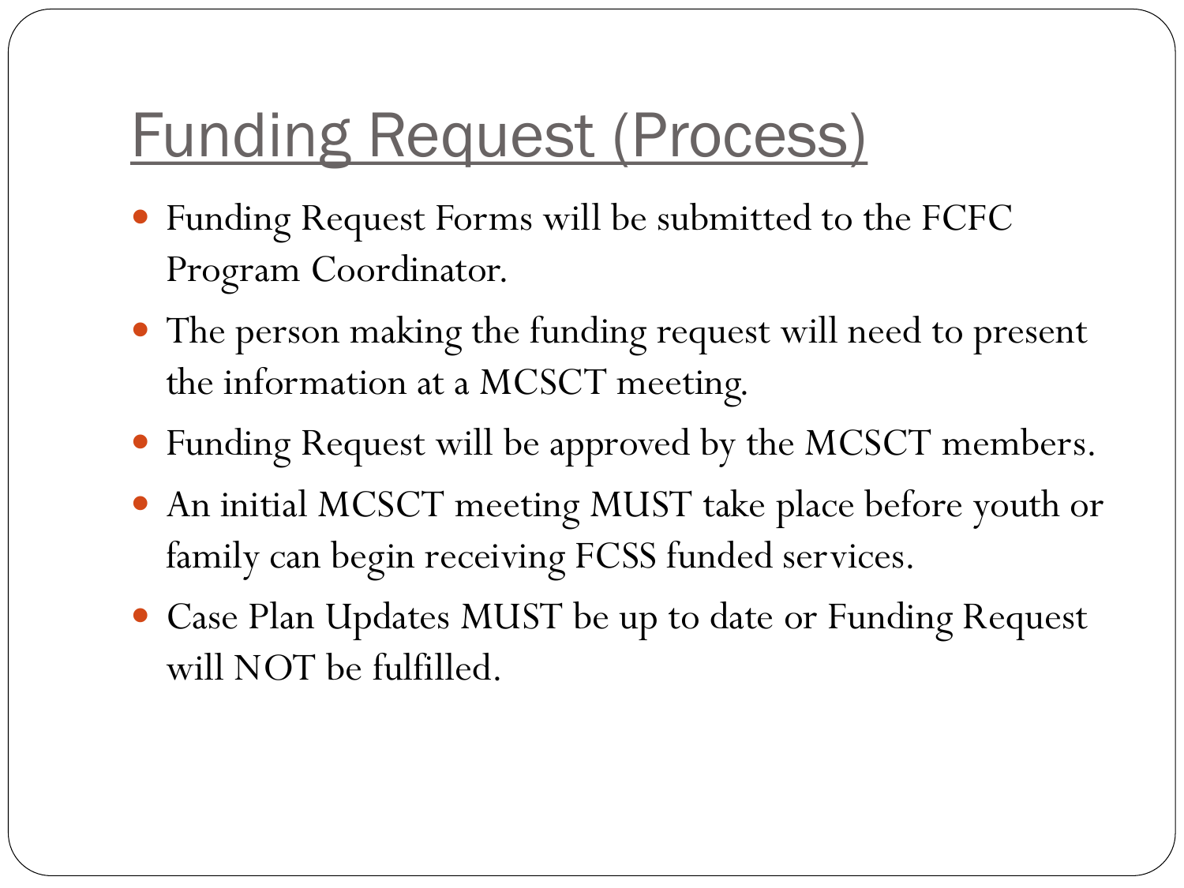# Funding Request (Process)

- Funding Request Forms will be submitted to the FCFC Program Coordinator.
- The person making the funding request will need to present the information at a MCSCT meeting.
- Funding Request will be approved by the MCSCT members.
- An initial MCSCT meeting MUST take place before youth or family can begin receiving FCSS funded services.
- Case Plan Updates MUST be up to date or Funding Request will NOT be fulfilled.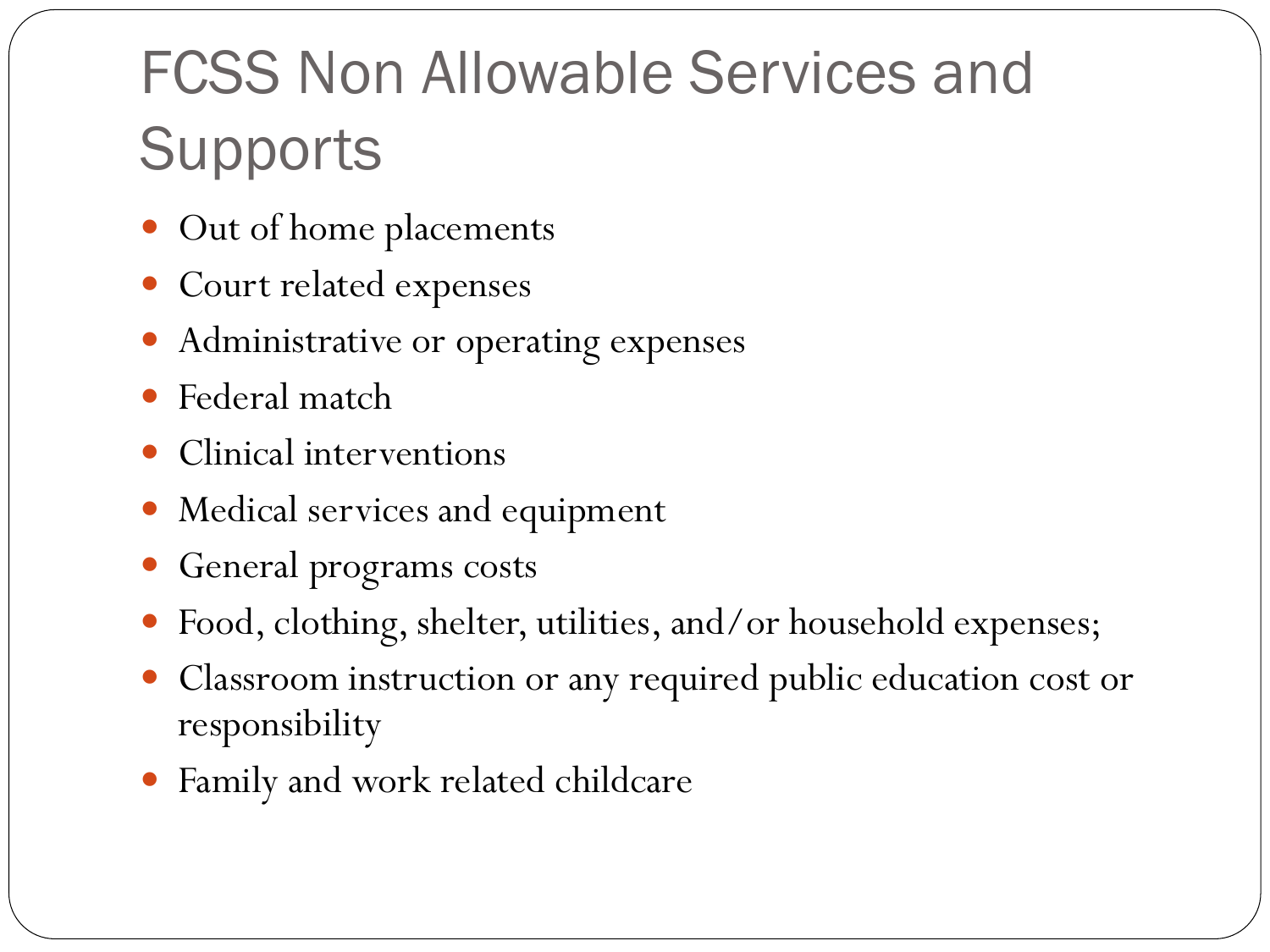# FCSS Non Allowable Services and Supports

- Out of home placements
- Court related expenses
- Administrative or operating expenses
- Federal match
- Clinical interventions
- Medical services and equipment
- General programs costs
- Food, clothing, shelter, utilities, and/or household expenses;
- Classroom instruction or any required public education cost or responsibility
- Family and work related childcare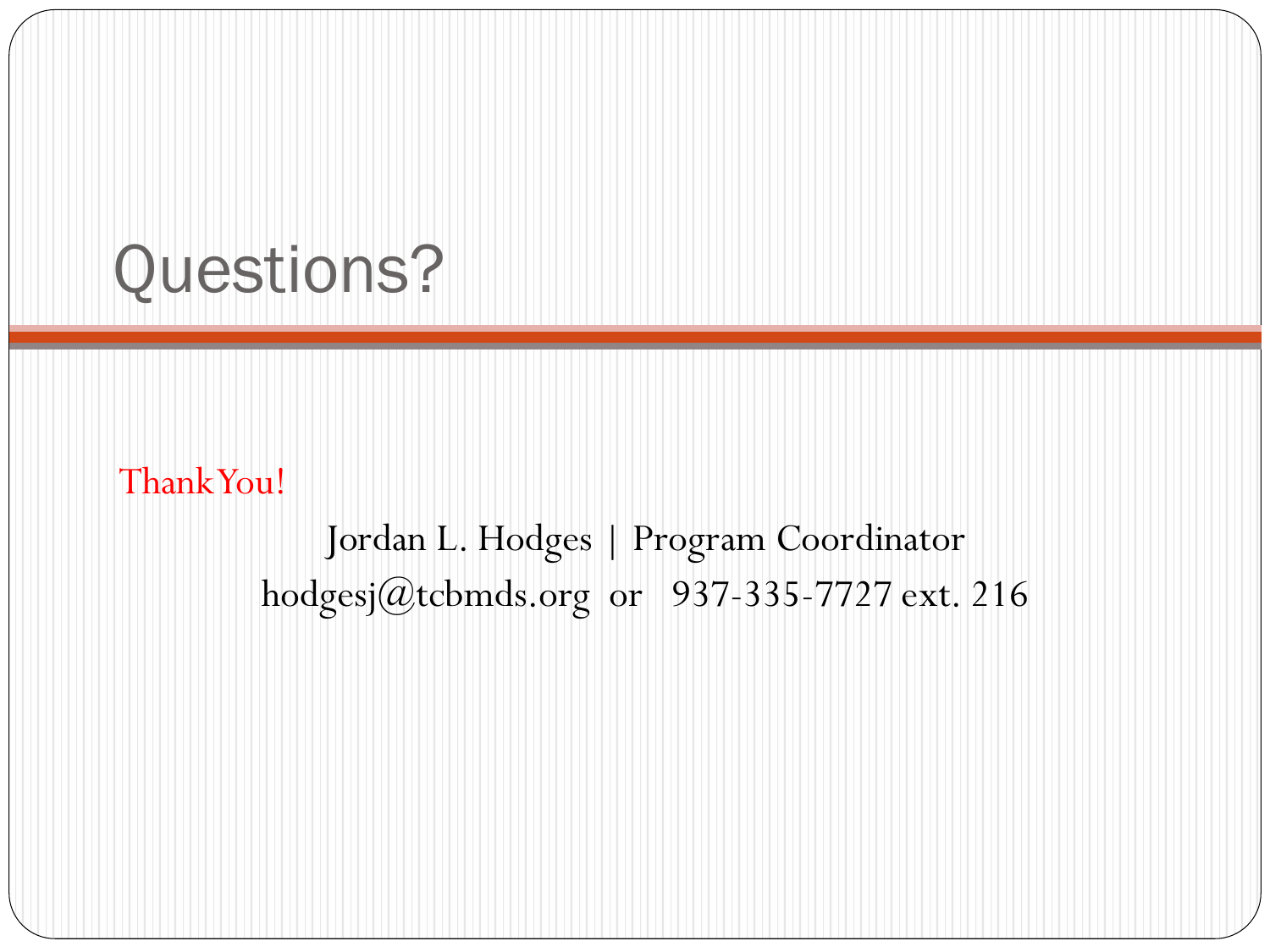# Questions?

Thank You!

Jordan L. Hodges | Program Coordinator

hodgesj@tcbmds.org or 937-335-7727 ext. 216